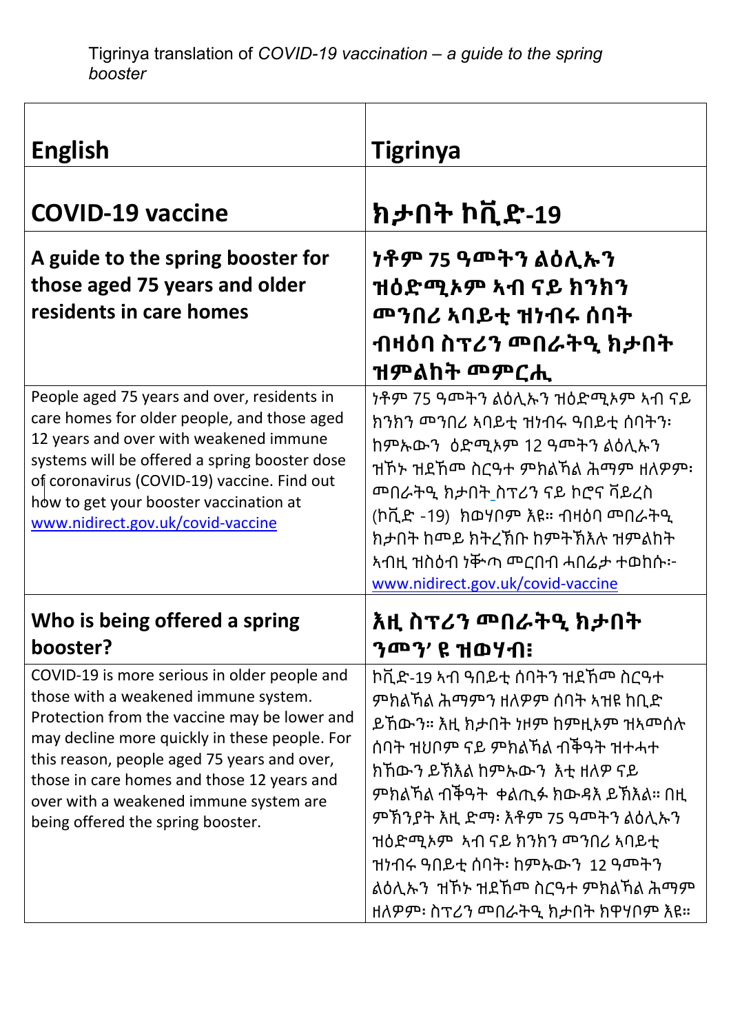Tigrinya translation of *COVID-19 vaccination – a guide to the spring booster*

| **English** | **Tigrinya** |
| --- | --- |
| **COVID-19 vaccine** | **ክታበት ኮቪድ-19** |
| **A guide to the spring booster for those aged 75 years and older residents in care homes** | **ነቶም 75 ዓመትን ልዕሊኡን ዝዕድሚኦም ኣብ ናይ ክንክን መንበሪ ኣባይቲ ዝነብሩ ሰባት ብዛዕባ ስፕሪን መበራትዒ ክታበት ዝምልከት መምርሒ** |
| People aged 75 years and over, residents in care homes for older people, and those aged 12 years and over with weakened immune systems will be offered a spring booster dose of coronavirus (COVID-19) vaccine. Find out how to get your booster vaccination at www.nidirect.gov.uk/covid-vaccine | ነቶም 75 ዓመትን ልዕሊኡን ዝዕድሚኦም ኣብ ናይ ክንክን መንበሪ ኣባይቲ ዝነብሩ ዓበይቲ ሰባትን፡ ከምኡውን ዕድሚኦም 12 ዓመትን ልዕሊኡን ዝኾኑ ዝደኸመ ስርዓተ ምክልኻል ሕማም ዘለዎም፡ መበራትዒ ክታበት ስፕሪን ናይ ኮሮና ቫይረስ (ኮቪድ -19) ክወሃቦም እዩ። ብዛዕባ መበራትዒ ክታበት ከመይ ክትረኽቡ ከምትኽእሉ ዝምልከት ኣብዚ ዝስዕብ ነቑጣ መርበብ ሓበሬታ ተወከሱ፦ www.nidirect.gov.uk/covid-vaccine |
| **Who is being offered a spring booster?** | **እዚ ስፕሪን መበራትዒ ክታበት ንመን' ዩ ዝወሃብ፧** |
| COVID-19 is more serious in older people and those with a weakened immune system. Protection from the vaccine may be lower and may decline more quickly in these people. For this reason, people aged 75 years and over, those in care homes and those 12 years and over with a weakened immune system are being offered the spring booster. | ኮቪድ-19 ኣብ ዓበይቲ ሰባትን ዝደኸመ ስርዓተ ምክልኻል ሕማምን ዘለዎም ሰባት ኣዝዩ ከቢድ ይኸውን። እዚ ክታበት ነዞም ከምዚኦም ዝኣመሰሉ ሰባት ዝህቦም ናይ ምክልኻል ብቕዓት ዝተሓተ ክኸውን ይኽእል ከምኡውን እቲ ዘለዎ ናይ ምክልኻል ብቕዓት ቀልጢፉ ክውዳእ ይኽእል። በዚ ምኽንያት እዚ ድማ፡ እቶም 75 ዓመትን ልዕሊኡን ዝዕድሚኦም ኣብ ናይ ክንክን መንበሪ ኣባይቲ ዝነብሩ ዓበይቲ ሰባት፡ ከምኡውን 12 ዓመትን ልዕሊኡን ዝኾኑ ዝደኸመ ስርዓተ ምክልኻል ሕማም ዘለዎም፡ ስፕሪን መበራትዒ ክታበት ክዋሃቦም እዩ። |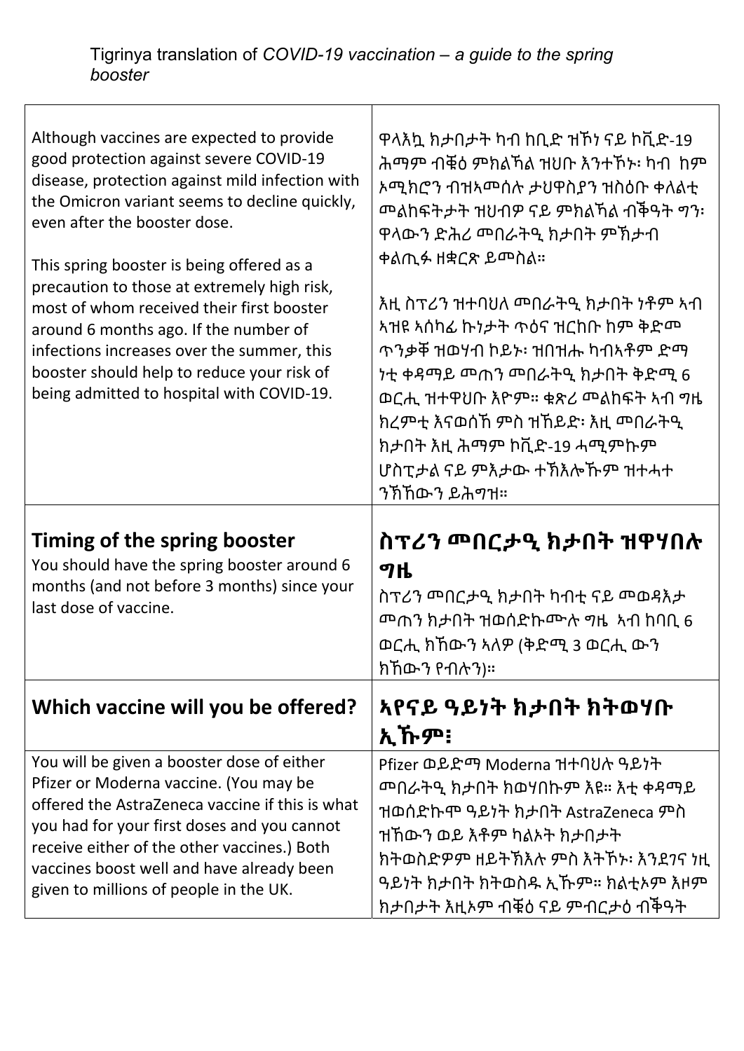Tigrinya translation of *COVID-19 vaccination – a guide to the spring booster*

| | |
|---|---|
| Although vaccines are expected to provide good protection against severe COVID-19 disease, protection against mild infection with the Omicron variant seems to decline quickly, even after the booster dose.<br><br>This spring booster is being offered as a precaution to those at extremely high risk, most of whom received their first booster around 6 months ago. If the number of infections increases over the summer, this booster should help to reduce your risk of being admitted to hospital with COVID-19. | ዋላእኳ ክታበታት ካብ ከቢድ ዝኾነ ናይ ኮቪድ-19 ሕማም ብቑዕ ምክልኻል ዝህቡ እንተኾኑ፡ ካብ ከም ኦሚክሮን ብዝኣመሰሉ ታህዋስያን ዝስዕቡ ቀለልቲ መልከፍትታት ዝህብዎ ናይ ምክልኻል ብቕዓት ግን፡ ዋላውን ድሕሪ መበራትዒ ክታበት ምኽታብ ቀልጢፉ ዘቋርጽ ይመስል።<br><br>እዚ ስፕሪን ዝተባህለ መበራትዒ ክታበት ነቶም ኣብ ኣዝዩ ኣሰካፊ ኩነታት ጥዕና ዝርከቡ ከም ቅድመ ጥንቃቐ ዝወሃብ ኮይኑ፡ ዝበዝሑ ካብኣቶም ድማ ነቲ ቀዳማይ መጠን መበራትዒ ክታበት ቅድሚ 6 ወርሒ ዝተዋህቡ እዮም። ቁጽሪ መልከፍት ኣብ ግዜ ክረምቲ እናወሰኸ ምስ ዝኸይድ፡ እዚ መበራትዒ ክታበት እዚ ሕማም ኮቪድ-19 ሓሚምኩም ሆስፒታል ናይ ምእታው ተኽእሎኹም ዝተሓተ ንኽኸውን ይሕግዝ። |
| **Timing of the spring booster**<br>You should have the spring booster around 6 months (and not before 3 months) since your last dose of vaccine. | **ስፕሪን መበርታዒ ክታበት ዝዋሃበሉ ግዜ**<br>ስፕሪን መበርታዒ ክታበት ካብቲ ናይ መወዳእታ መጠን ክታበት ዝወሰድኩሙሉ ግዜ ኣብ ከባቢ 6 ወርሒ ክኸውን ኣለዎ (ቅድሚ 3 ወርሒ ውን ክኸውን የብሉን)። |
| **Which vaccine will you be offered?** | **ኣየናይ ዓይነት ክታበት ክትወሃቡ ኢኹም፧** |
| You will be given a booster dose of either Pfizer or Moderna vaccine. (You may be offered the AstraZeneca vaccine if this is what you had for your first doses and you cannot receive either of the other vaccines.) Both vaccines boost well and have already been given to millions of people in the UK. | Pfizer ወይድማ Moderna ዝተባህሉ ዓይነት መበራትዒ ክታበት ክወሃበኩም እዩ። እቲ ቀዳማይ ዝወሰድኩሞ ዓይነት ክታበት AstraZeneca ምስ ዝኸውን ወይ እቶም ካልኦት ክታበታት ክትወስድዎም ዘይትኽእሉ ምስ እትኾኑ፡ እንደገና ነዚ ዓይነት ክታበት ክትወስዱ ኢኹም። ክልቲኦም እዞም ክታበታት እዚኦም ብቑዕ ናይ ምብርታዕ ብቕዓት |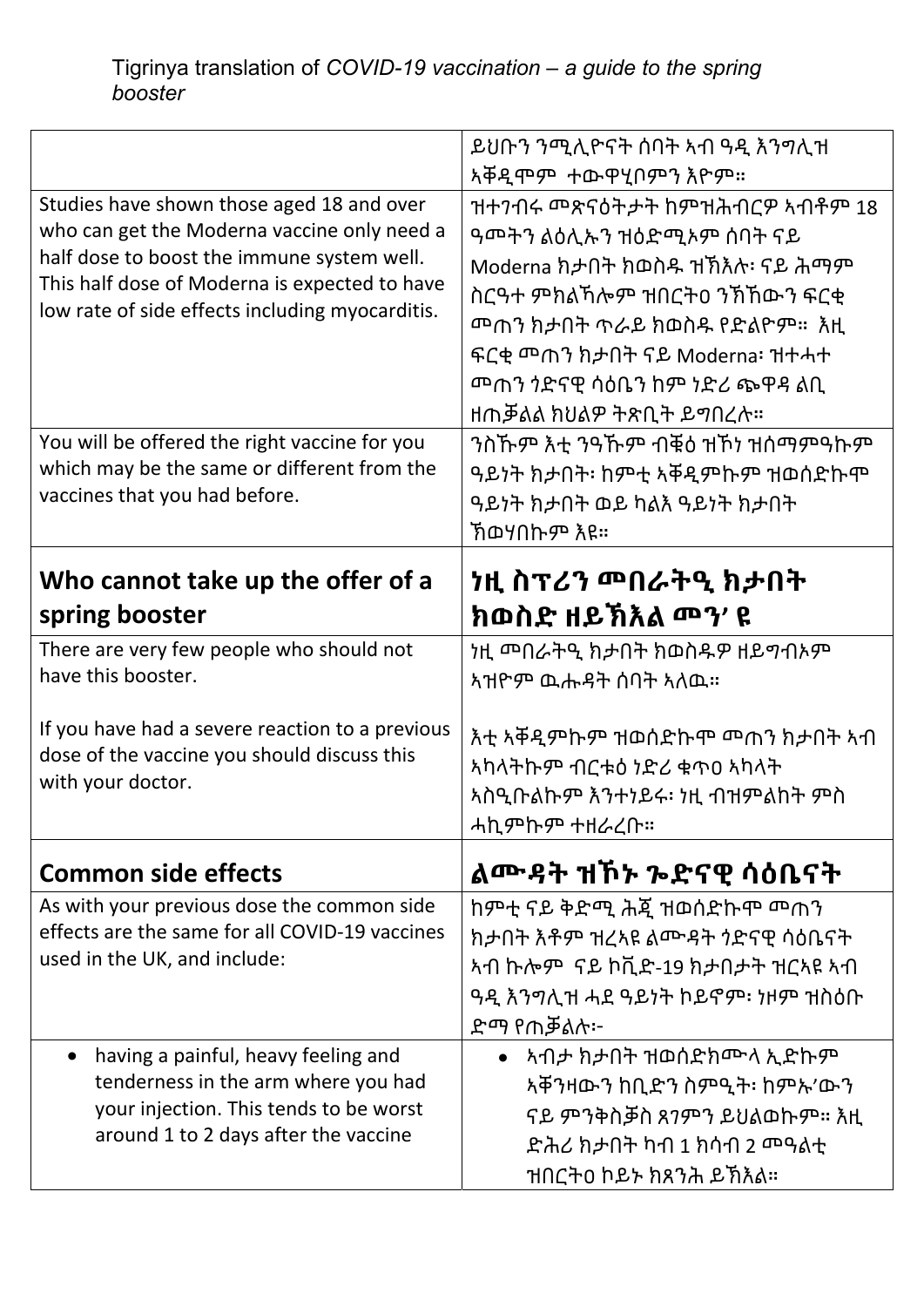Tigrinya translation of *COVID-19 vaccination – a guide to the spring booster*

| | ይህቡን ንሚሊዮናት ሰባት ኣብ ዓዲ እንግሊዝ ኣቐዲሞም ተውዋሂቦምን እዮም። |
|---|---|
| Studies have shown those aged 18 and over who can get the Moderna vaccine only need a half dose to boost the immune system well. This half dose of Moderna is expected to have low rate of side effects including myocarditis. | ዝተገብሩ መጽናዕትታት ከምዝሕብርዎ ኣብቶም 18 ዓመትን ልዕሊኡን ዝዕድሚኦም ሰባት ናይ Moderna ክታበት ክወስዱ ዝኽእሉ፡ ናይ ሕማም ስርዓተ ምክልኻሎም ዝበርትዐ ንኽኸውን ፍርቂ መጠን ክታበት ጥራይ ክወስዱ የድልዮም። እዚ ፍርቂ መጠን ክታበት ናይ Moderna፡ ዝተሓተ መጠን ጎድናዊ ሳዕቤን ከም ነድሪ ጭዋዳ ልቢ ዘጠቓልል ክህልዎ ትጽቢት ይግበረሉ። |
| You will be offered the right vaccine for you which may be the same or different from the vaccines that you had before. | ንስኹም እቲ ንዓኹም ብቑዕ ዝኾነ ዝሰማምዓኩም ዓይነት ክታበት፡ ከምቲ ኣቐዲምኩም ዝወሰድኩሞ ዓይነት ክታበት ወይ ካልእ ዓይነት ክታበት ኽወሃበኩም እዩ። |
| **Who cannot take up the offer of a spring booster** | **ነዚ ስፕሪን መበራትዒ ክታበት ክወስድ ዘይኽእል መን' ዩ** |
| There are very few people who should not have this booster.<br><br>If you have had a severe reaction to a previous dose of the vaccine you should discuss this with your doctor. | ነዚ መበራትዒ ክታበት ክወስዱዎ ዘይግብኦም ኣዝዮም ዉሑዳት ሰባት ኣለዉ።<br><br>እቲ ኣቐዲምኩም ዝወሰድኩሞ መጠን ክታበት ኣብ ኣካላትኩም ብርቱዕ ነድሪ ቁጥዐ ኣካላት ኣስዒቡልኩም እንተነይሩ፡ ነዚ ብዝምልከት ምስ ሓኪምኩም ተዘራረቡ። |
| **Common side effects** | **ልሙዳት ዝኾኑ ጐድናዊ ሳዕቤናት** |
| As with your previous dose the common side effects are the same for all COVID-19 vaccines used in the UK, and include: | ከምቲ ናይ ቅድሚ ሕጂ ዝወሰድኩሞ መጠን ክታበት እቶም ዝረኣዩ ልሙዳት ጎድናዊ ሳዕቤናት ኣብ ኩሎም ናይ ኮቪድ-19 ክታበታት ዝርኣዩ ኣብ ዓዲ እንግሊዝ ሓደ ዓይነት ኮይኖም፡ ነዞም ዝስዕቡ ድማ የጠቓልሉ፦ |
| • having a painful, heavy feeling and tenderness in the arm where you had your injection. This tends to be worst around 1 to 2 days after the vaccine | • ኣብታ ክታበት ዝወሰድክሙላ ኢድኩም ኣቓንዛውን ከቢድን ስምዒት፡ ከምኡ'ውን ናይ ምንቅስቓስ ጸገምን ይህልወኩም። እዚ ድሕሪ ክታበት ካብ 1 ክሳብ 2 መዓልቲ ዝበርትዐ ኮይኑ ክጸንሕ ይኽእል። |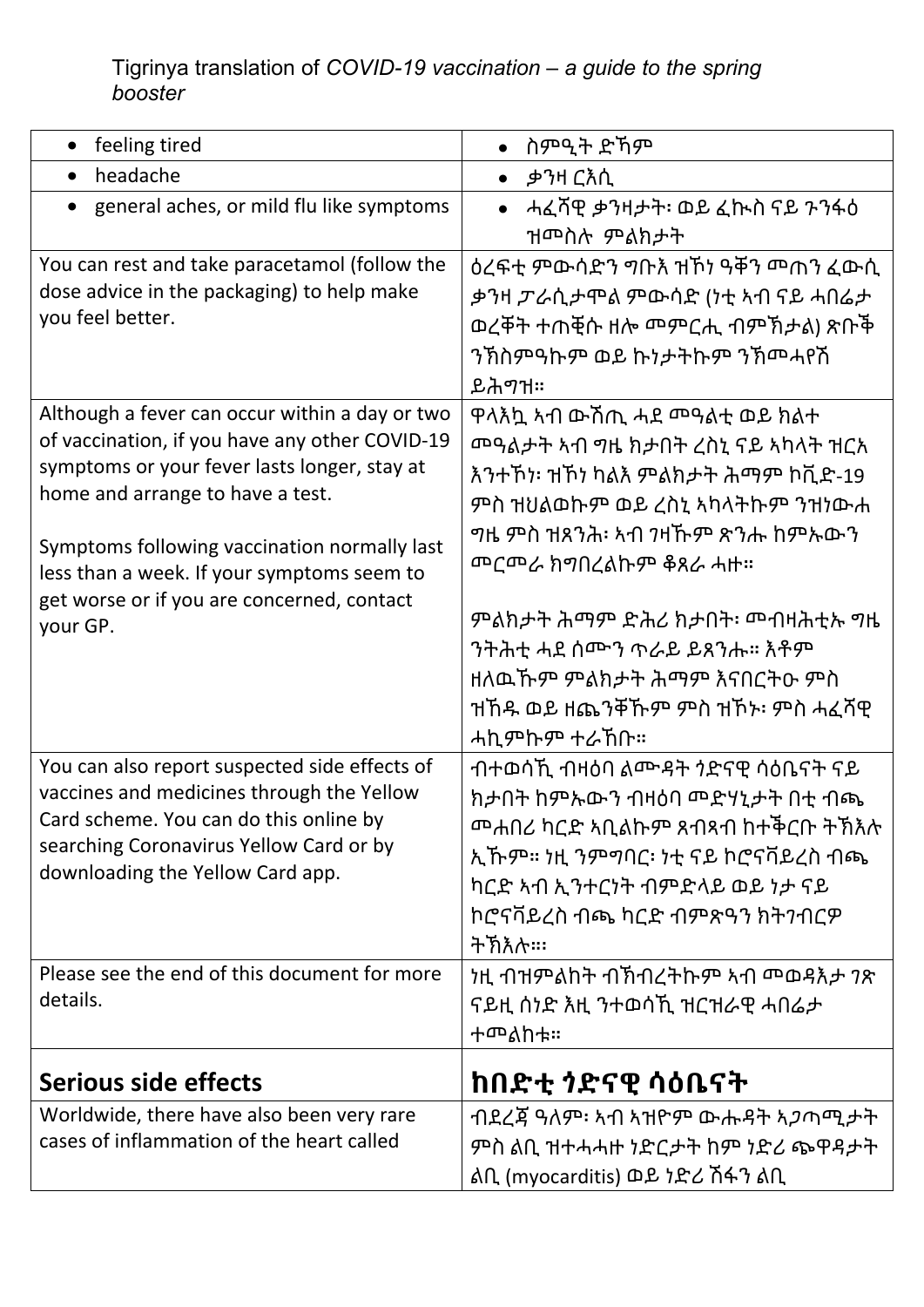Tigrinya translation of *COVID-19 vaccination – a guide to the spring booster*

| | |
|---|---|
| • feeling tired | • ስምዒት ድኻም |
| • headache | • ቃንዛ ርእሲ |
| • general aches, or mild flu like symptoms | • ሓፈሻዊ ቃንዛታት፡ ወይ ፈኲስ ናይ ጉንፋዕ ዝመስሉ ምልክታት |
| You can rest and take paracetamol (follow the dose advice in the packaging) to help make you feel better. | ዕረፍቲ ምውሳድን ግቡእ ዝኾነ ዓቐን መጠን ፈውሲ ቃንዛ ፓራሲታሞል ምውሳድ (ነቲ ኣብ ናይ ሓበሬታ ወረቐት ተጠቒሱ ዘሎ መምርሒ ብምኽታል) ጽቡቕ ንኽስምዓኩም ወይ ኩነታትኩም ንኽመሓየሽ ይሕግዝ። |
| Although a fever can occur within a day or two of vaccination, if you have any other COVID-19 symptoms or your fever lasts longer, stay at home and arrange to have a test.<br><br>Symptoms following vaccination normally last less than a week. If your symptoms seem to get worse or if you are concerned, contact your GP. | ዋላእኳ ኣብ ውሽጢ ሓደ መዓልቲ ወይ ክልተ መዓልታት ኣብ ግዜ ክታበት ረስኒ ናይ ኣካላት ዝርአ እንተኾነ፡ ዝኾነ ካልእ ምልክታት ሕማም ኮቪድ-19 ምስ ዝህልወኩም ወይ ረስኒ ኣካላትኩም ንዝነውሐ ግዜ ምስ ዝጸንሕ፡ ኣብ ገዛኹም ጽንሑ ከምኡውን መርመራ ክግበረልኩም ቆጸራ ሓዙ።<br><br>ምልክታት ሕማም ድሕሪ ክታበት፡ መብዛሕቲኡ ግዜ ንትሕቲ ሓደ ሰሙን ጥራይ ይጸንሑ። እቶም ዘለዉኹም ምልክታት ሕማም እናበርትዑ ምስ ዝኸዱ ወይ ዘጨንቐኹም ምስ ዝኾኑ፡ ምስ ሓፈሻዊ ሓኪምኩም ተራኸቡ። |
| You can also report suspected side effects of vaccines and medicines through the Yellow Card scheme. You can do this online by searching Coronavirus Yellow Card or by downloading the Yellow Card app. | ብተወሳኺ ብዛዕባ ልሙዳት ጎድናዊ ሳዕቤናት ናይ ክታበት ከምኡውን ብዛዕባ መድሃኒታት በቲ ብጫ መሐበሪ ካርድ ኣቢልኩም ጸብጻብ ከተቕርቡ ትኽእሉ ኢኹም። ነዚ ንምግባር፡ ነቲ ናይ ኮሮናቫይረስ ብጫ ካርድ ኣብ ኢንተርነት ብምድላይ ወይ ነታ ናይ ኮሮናቫይረስ ብጫ ካርድ ብምጽዓን ክትገብርዎ ትኽእሉ።። |
| Please see the end of this document for more details. | ነዚ ብዝምልከት ብኽብረትኩም ኣብ መወዳእታ ገጽ ናይዚ ሰነድ እዚ ንተወሳኺ ዝርዝራዊ ሓበሬታ ተመልከቱ። |
| **Serious side effects** | **ከበድቲ ጎድናዊ ሳዕቤናት** |
| Worldwide, there have also been very rare cases of inflammation of the heart called | ብደረጃ ዓለም፡ ኣብ ኣዝዮም ውሑዳት ኣጋጣሚታት ምስ ልቢ ዝተሓሓዙ ነድርታት ከም ነድሪ ጭዋዳታት ልቢ (myocarditis) ወይ ነድሪ ሽፋን ልቢ |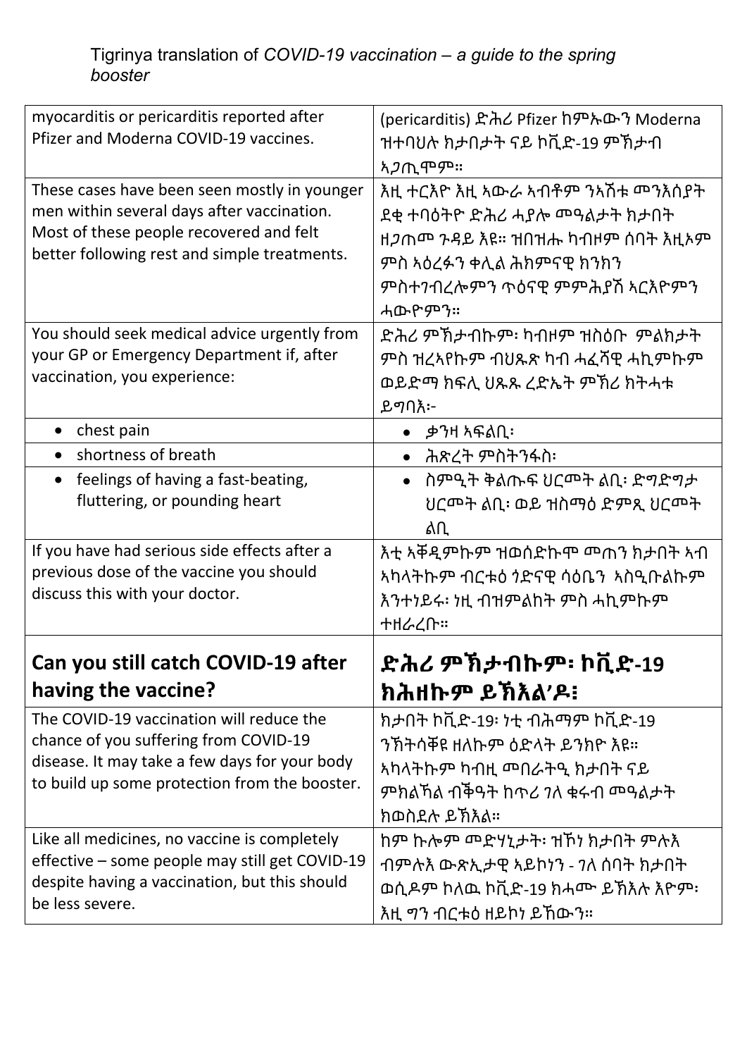Tigrinya translation of *COVID-19 vaccination – a guide to the spring booster*

| | |
|---|---|
| myocarditis or pericarditis reported after Pfizer and Moderna COVID-19 vaccines. | (pericarditis) ድሕሪ Pfizer ከምኡውን Moderna ዝተባህሉ ክታበታት ናይ ኮቪድ-19 ምኽታብ ኣጋጢሞም። |
| These cases have been seen mostly in younger men within several days after vaccination. Most of these people recovered and felt better following rest and simple treatments. | እዚ ተርእዮ እዚ ኣውራ ኣብቶም ንኣሽቱ መንእሰያት ደቂ ተባዕትዮ ድሕሪ ሓያሎ መዓልታት ክታበት ዘጋጠመ ጉዳይ እዩ። ዝበዝሑ ካብዞም ሰባት እዚኦም ምስ ኣዕረፉን ቀሊል ሕክምናዊ ክንክን ምስተገብረሎምን ጥዕናዊ ምምሕያሽ ኣርእዮምን ሓውዮምን። |
| You should seek medical advice urgently from your GP or Emergency Department if, after vaccination, you experience: | ድሕሪ ምኽታብኩም፡ ካብዞም ዝስዕቡ ምልክታት ምስ ዝረኣየኩም ብህጹጽ ካብ ሓፈሻዊ ሓኪምኩም ወይድማ ክፍሊ ህጹጹ ረድኤት ምኽሪ ክትሓቱ ይግባእ፦ |
| • chest pain | • ቃንዛ ኣፍልቢ፡ |
| • shortness of breath | • ሕጽረት ምስትንፋስ፡ |
| • feelings of having a fast-beating, fluttering, or pounding heart | • ስምዒት ቅልጡፍ ህርመት ልቢ፡ ድግድግታ ህርመት ልቢ፡ ወይ ዝስማዕ ድምጺ ህርመት ልቢ |
| If you have had serious side effects after a previous dose of the vaccine you should discuss this with your doctor. | እቲ ኣቐዲምኩም ዝወሰድኩሞ መጠን ክታበት ኣብ ኣካላትኩም ብርቱዕ ጎድናዊ ሳዕቤን ኣስዒቡልኩም እንተነይሩ፡ ነዚ ብዝምልከት ምስ ሓኪምኩም ተዘራረቡ። |
| **Can you still catch COVID-19 after having the vaccine?** | **ድሕሪ ምኽታብኩም፡ ኮቪድ-19 ክሕዘኩም ይኽእል'ዶ፧** |
| The COVID-19 vaccination will reduce the chance of you suffering from COVID-19 disease. It may take a few days for your body to build up some protection from the booster. | ክታበት ኮቪድ-19፡ ነቲ ብሕማም ኮቪድ-19 ንኽትሳቐዩ ዘለኩም ዕድላት ይንክዮ እዩ። ኣካላትኩም ካብዚ መበራትዒ ክታበት ናይ ምክልኻል ብቕዓት ክጥረ ገለ ቁሩብ መዓልታት ክወስደሉ ይኽእል። |
| Like all medicines, no vaccine is completely effective – some people may still get COVID-19 despite having a vaccination, but this should be less severe. | ከም ኩሎም መድሃኒታት፡ ዝኾነ ክታበት ምሉእ ብምሉእ ውጽኢታዊ ኣይኮነን - ገለ ሰባት ክታበት ወሲዶም ኮለዉ ኮቪድ-19 ክሓሙ ይኽእሉ እዮም፡ እዚ ግን ብርቱዕ ዘይኮነ ይኸውን። |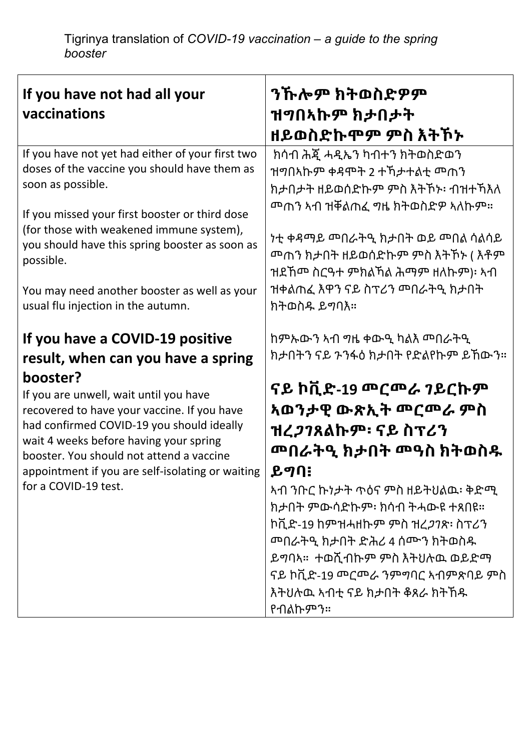Tigrinya translation of *COVID-19 vaccination – a guide to the spring booster*

| **If you have not had all your vaccinations** | **ንኹሎም ክትወስድዎም ዝግበኣኩም ክታበታት ዘይወስድኩሞም ምስ እትኾኑ** |
|---|---|
| If you have not yet had either of your first two doses of the vaccine you should have them as soon as possible.<br><br>If you missed your first booster or third dose (for those with weakened immune system), you should have this spring booster as soon as possible.<br><br>You may need another booster as well as your usual flu injection in the autumn.<br><br>**If you have a COVID-19 positive result, when can you have a spring booster?**<br><br>If you are unwell, wait until you have recovered to have your vaccine. If you have had confirmed COVID-19 you should ideally wait 4 weeks before having your spring booster. You should not attend a vaccine appointment if you are self-isolating or waiting for a COVID-19 test. | ክሳብ ሕጂ ሓዲኤን ካብተን ክትወስድወን ዝግበኣኩም ቀዳሞት 2 ተኻታተልቲ መጠን ክታበታት ዘይወሰድኩም ምስ እትኾኑ፡ ብዝተኻእለ መጠን ኣብ ዝቐልጠፈ ግዜ ክትወስድዎ ኣለኩም።<br><br>ነቲ ቀዳማይ መበራትዒ ክታበት ወይ መበል ሳልሳይ መጠን ክታበት ዘይወሰድኩም ምስ እትኾኑ ( እቶም ዝደኸመ ስርዓተ ምክልኻል ሕማም ዘለኩም)፡ ኣብ ዝቀልጠፈ እዋን ናይ ስፕሪን መበራትዒ ክታበት ክትወስዱ ይግባእ።<br><br>ከምኡውን ኣብ ግዜ ቀውዒ ካልእ መበራትዒ ክታበትን ናይ ጉንፋዕ ክታበት የድልየኩም ይኸውን።<br><br>**ናይ ኮቪድ-19 መርመራ ገይርኩም ኣወንታዊ ውጽኢት መርመራ ምስ ዝረጋገጸልኩም፡ ናይ ስፕሪን መበራትዒ ክታበት መዓስ ክትወስዱ ይግባ፧**<br><br>ኣብ ንቡር ኩነታት ጥዕና ምስ ዘይትህልዉ፡ ቅድሚ ክታበት ምውሳድኩም፡ ክሳብ ትሓውዩ ተጸበዩ። ኮቪድ-19 ከምዝሓዘኩም ምስ ዝረጋገጽ፡ ስፕሪን መበራትዒ ክታበት ድሕሪ 4 ሰሙን ክትወስዱ ይግባኣ። ተወሺብኩም ምስ እትህሉዉ ወይድማ ናይ ኮቪድ-19 መርመራ ንምግባር ኣብምጽባይ ምስ እትህሉዉ ኣብቲ ናይ ክታበት ቆጸራ ክትኸዱ የብልኩምን። |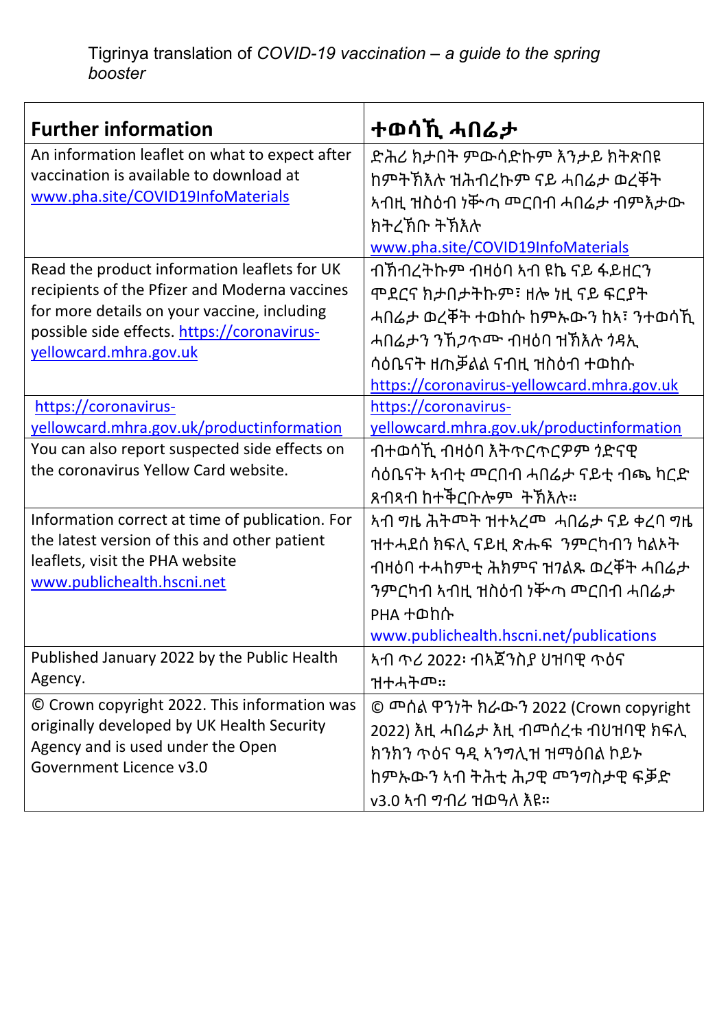Tigrinya translation of *COVID-19 vaccination – a guide to the spring booster*

| **Further information** | **ተወሳኺ ሓበሬታ** |
|---|---|
| An information leaflet on what to expect after vaccination is available to download at www.pha.site/COVID19InfoMaterials | ድሕሪ ክታበት ምውሳድኩም እንታይ ክትጽበዩ ከምትኽእሉ ዝሕብረኩም ናይ ሓበሬታ ወረቐት ኣብዚ ዝስዕብ ነቑጣ መርበብ ሓበሬታ ብምእታው ክትረኽቡ ትኽእሉ www.pha.site/COVID19InfoMaterials |
| Read the product information leaflets for UK recipients of the Pfizer and Moderna vaccines for more details on your vaccine, including possible side effects. https://coronavirus-yellowcard.mhra.gov.uk | ብኽብረትኩም ብዛዕባ ኣብ ዩኬ ናይ ፋይዘርን ሞደርና ክታበታትኩም፣ ዘሎ ነዚ ናይ ፍርያት ሓበሬታ ወረቐት ተወከሱ ከምኡውን ከኣ፣ ንተወሳኺ ሓበሬታን ንኽጋጥሙ ብዛዕባ ዝኽእሉ ጎዳኢ ሳዕቤናት ዘጠቓልል ናብዚ ዝስዕብ ተወከሱ https://coronavirus-yellowcard.mhra.gov.uk |
| https://coronavirus-yellowcard.mhra.gov.uk/productinformation | https://coronavirus-yellowcard.mhra.gov.uk/productinformation |
| You can also report suspected side effects on the coronavirus Yellow Card website. | ብተወሳኺ ብዛዕባ እትጥርጥርዎም ጎድናዊ ሳዕቤናት ኣብቲ መርበብ ሓበሬታ ናይቲ ብጫ ካርድ ጸብጻብ ከተቕርቡሎም ትኽእሉ። |
| Information correct at time of publication. For the latest version of this and other patient leaflets, visit the PHA website www.publichealth.hscni.net | ኣብ ግዜ ሕትመት ዝተኣረመ ሓበሬታ ናይ ቀረባ ግዜ ዝተሓደሰ ክፍሊ ናይዚ ጽሑፍ ንምርካብን ካልኦት ብዛዕባ ተሓከምቲ ሕክምና ዝገልጹ ወረቐት ሓበሬታ ንምርካብ ኣብዚ ዝስዕብ ነቑጣ መርበብ ሓበሬታ PHA ተወከሱ www.publichealth.hscni.net/publications |
| Published January 2022 by the Public Health Agency. | ኣብ ጥሪ 2022፡ ብኣጀንስያ ህዝባዊ ጥዕና ዝተሓትመ። |
| © Crown copyright 2022. This information was originally developed by UK Health Security Agency and is used under the Open Government Licence v3.0 | © መሰል ዋንነት ክራውን 2022 (Crown copyright 2022) እዚ ሓበሬታ እዚ ብመሰረቱ ብህዝባዊ ክፍሊ ክንክን ጥዕና ዓዲ ኣንግሊዝ ዝማዕበል ኮይኑ ከምኡውን ኣብ ትሕቲ ሕጋዊ መንግስታዊ ፍቓድ v3.0 ኣብ ግብሪ ዝወዓለ እዩ። |